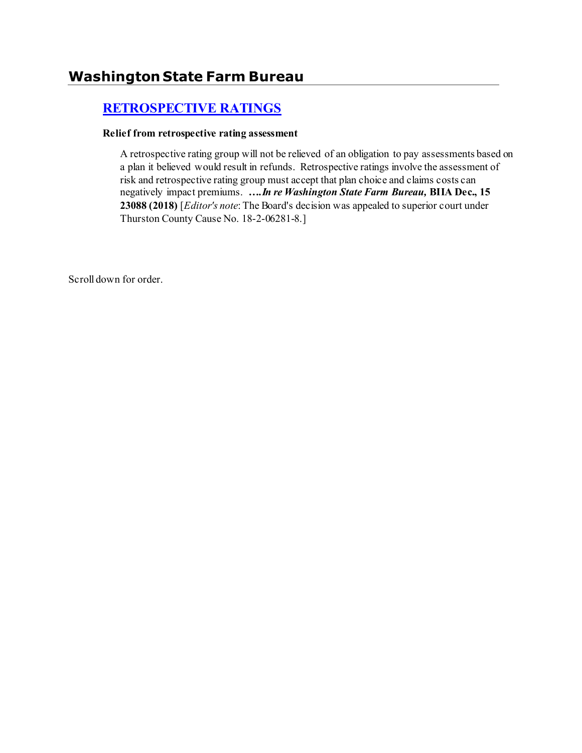# Washington State Farm Bureau

## RETROSPECTIVE RATINGS

**Relief from retrospective rating assessment**

A retrospective rating group will not be relieved of an obligation to pay assessments based on a plan it believed would result in refunds. Retrospective ratings involve the assessment of risk and retrospective rating group must accept that plan choice and claims costs can negatively impact premiums. ****….In re Washington State Farm Bureau*, BIIA Dec., 15 23088 (2018)** [*Editor's note*: The Board's decision was appealed to superior court under Thurston County Cause No. 18-2-06281-8.]

Scroll down for order.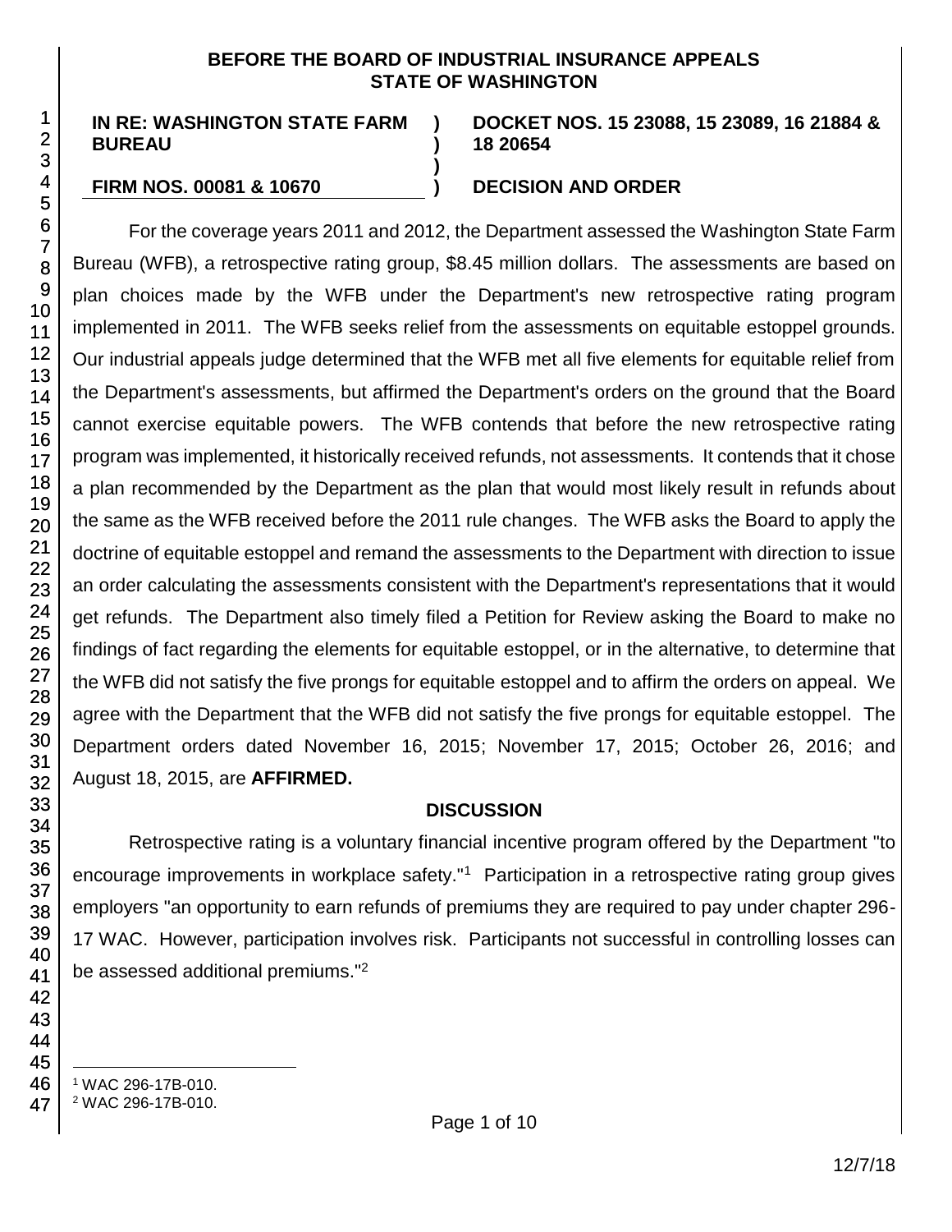**BEFORE THE BOARD OF INDUSTRIAL INSURANCE APPEALS STATE OF WASHINGTON**

| IN RE: WASHINGTON STATE FARM BUREAU | ) | DOCKET NOS. 15 23088, 15 23089, 16 21884 & 18 20654 |
|---|---|---|
| FIRM NOS. 00081 & 10670 | ) | DECISION AND ORDER |

For the coverage years 2011 and 2012, the Department assessed the Washington State Farm Bureau (WFB), a retrospective rating group, $8.45 million dollars. The assessments are based on plan choices made by the WFB under the Department's new retrospective rating program implemented in 2011. The WFB seeks relief from the assessments on equitable estoppel grounds. Our industrial appeals judge determined that the WFB met all five elements for equitable relief from the Department's assessments, but affirmed the Department's orders on the ground that the Board cannot exercise equitable powers. The WFB contends that before the new retrospective rating program was implemented, it historically received refunds, not assessments. It contends that it chose a plan recommended by the Department as the plan that would most likely result in refunds about the same as the WFB received before the 2011 rule changes. The WFB asks the Board to apply the doctrine of equitable estoppel and remand the assessments to the Department with direction to issue an order calculating the assessments consistent with the Department's representations that it would get refunds. The Department also timely filed a Petition for Review asking the Board to make no findings of fact regarding the elements for equitable estoppel, or in the alternative, to determine that the WFB did not satisfy the five prongs for equitable estoppel and to affirm the orders on appeal. We agree with the Department that the WFB did not satisfy the five prongs for equitable estoppel. The Department orders dated November 16, 2015; November 17, 2015; October 26, 2016; and August 18, 2015, are **AFFIRMED.**

## DISCUSSION

Retrospective rating is a voluntary financial incentive program offered by the Department "to encourage improvements in workplace safety."[1] Participation in a retrospective rating group gives employers "an opportunity to earn refunds of premiums they are required to pay under chapter 296-17 WAC. However, participation involves risk. Participants not successful in controlling losses can be assessed additional premiums."[2]

[1] WAC 296-17B-010.

[2] WAC 296-17B-010.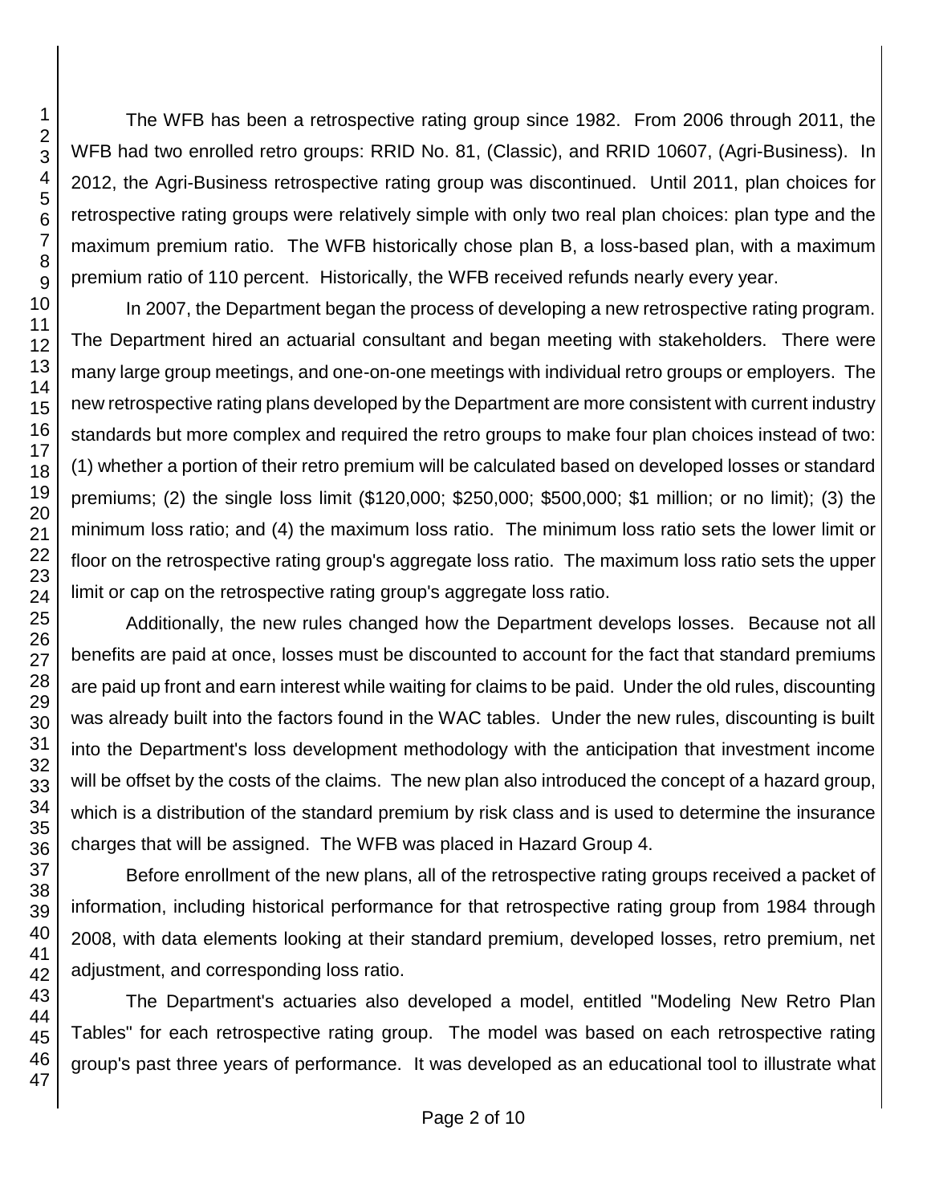The WFB has been a retrospective rating group since 1982. From 2006 through 2011, the WFB had two enrolled retro groups: RRID No. 81, (Classic), and RRID 10607, (Agri-Business). In 2012, the Agri-Business retrospective rating group was discontinued. Until 2011, plan choices for retrospective rating groups were relatively simple with only two real plan choices: plan type and the maximum premium ratio. The WFB historically chose plan B, a loss-based plan, with a maximum premium ratio of 110 percent. Historically, the WFB received refunds nearly every year.

In 2007, the Department began the process of developing a new retrospective rating program. The Department hired an actuarial consultant and began meeting with stakeholders. There were many large group meetings, and one-on-one meetings with individual retro groups or employers. The new retrospective rating plans developed by the Department are more consistent with current industry standards but more complex and required the retro groups to make four plan choices instead of two: (1) whether a portion of their retro premium will be calculated based on developed losses or standard premiums; (2) the single loss limit ($120,000; $250,000; $500,000; $1 million; or no limit); (3) the minimum loss ratio; and (4) the maximum loss ratio. The minimum loss ratio sets the lower limit or floor on the retrospective rating group's aggregate loss ratio. The maximum loss ratio sets the upper limit or cap on the retrospective rating group's aggregate loss ratio.

Additionally, the new rules changed how the Department develops losses. Because not all benefits are paid at once, losses must be discounted to account for the fact that standard premiums are paid up front and earn interest while waiting for claims to be paid. Under the old rules, discounting was already built into the factors found in the WAC tables. Under the new rules, discounting is built into the Department's loss development methodology with the anticipation that investment income will be offset by the costs of the claims. The new plan also introduced the concept of a hazard group, which is a distribution of the standard premium by risk class and is used to determine the insurance charges that will be assigned. The WFB was placed in Hazard Group 4.

Before enrollment of the new plans, all of the retrospective rating groups received a packet of information, including historical performance for that retrospective rating group from 1984 through 2008, with data elements looking at their standard premium, developed losses, retro premium, net adjustment, and corresponding loss ratio.

The Department's actuaries also developed a model, entitled "Modeling New Retro Plan Tables" for each retrospective rating group. The model was based on each retrospective rating group's past three years of performance. It was developed as an educational tool to illustrate what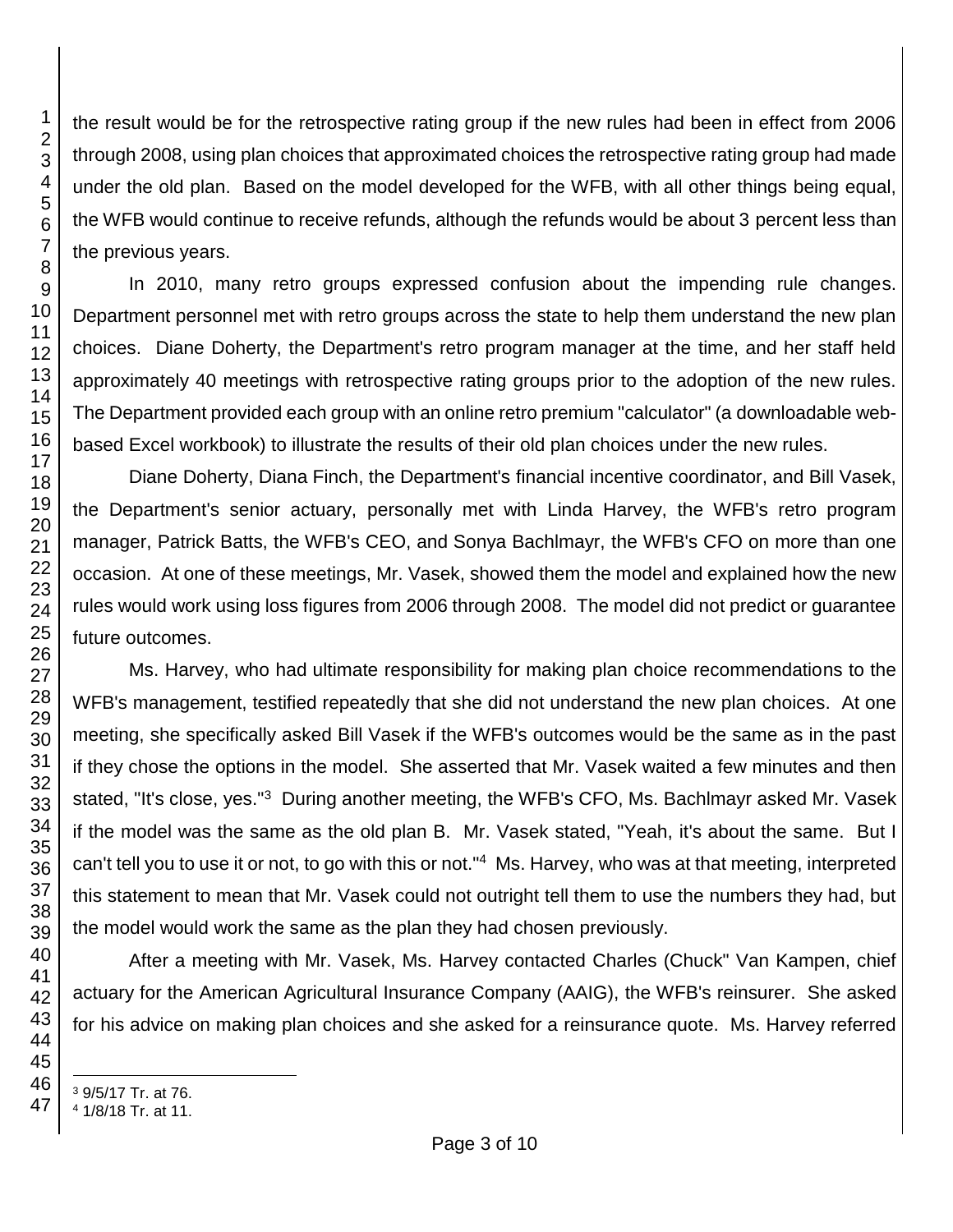the result would be for the retrospective rating group if the new rules had been in effect from 2006 through 2008, using plan choices that approximated choices the retrospective rating group had made under the old plan. Based on the model developed for the WFB, with all other things being equal, the WFB would continue to receive refunds, although the refunds would be about 3 percent less than the previous years.

In 2010, many retro groups expressed confusion about the impending rule changes. Department personnel met with retro groups across the state to help them understand the new plan choices. Diane Doherty, the Department's retro program manager at the time, and her staff held approximately 40 meetings with retrospective rating groups prior to the adoption of the new rules. The Department provided each group with an online retro premium "calculator" (a downloadable web-based Excel workbook) to illustrate the results of their old plan choices under the new rules.

Diane Doherty, Diana Finch, the Department's financial incentive coordinator, and Bill Vasek, the Department's senior actuary, personally met with Linda Harvey, the WFB's retro program manager, Patrick Batts, the WFB's CEO, and Sonya Bachlmayr, the WFB's CFO on more than one occasion. At one of these meetings, Mr. Vasek, showed them the model and explained how the new rules would work using loss figures from 2006 through 2008. The model did not predict or guarantee future outcomes.

Ms. Harvey, who had ultimate responsibility for making plan choice recommendations to the WFB's management, testified repeatedly that she did not understand the new plan choices. At one meeting, she specifically asked Bill Vasek if the WFB's outcomes would be the same as in the past if they chose the options in the model. She asserted that Mr. Vasek waited a few minutes and then stated, "It's close, yes."[3] During another meeting, the WFB's CFO, Ms. Bachlmayr asked Mr. Vasek if the model was the same as the old plan B. Mr. Vasek stated, "Yeah, it's about the same. But I can't tell you to use it or not, to go with this or not."[4] Ms. Harvey, who was at that meeting, interpreted this statement to mean that Mr. Vasek could not outright tell them to use the numbers they had, but the model would work the same as the plan they had chosen previously.

After a meeting with Mr. Vasek, Ms. Harvey contacted Charles (Chuck" Van Kampen, chief actuary for the American Agricultural Insurance Company (AAIG), the WFB's reinsurer. She asked for his advice on making plan choices and she asked for a reinsurance quote. Ms. Harvey referred

---

[3] 9/5/17 Tr. at 76.

[4] 1/8/18 Tr. at 11.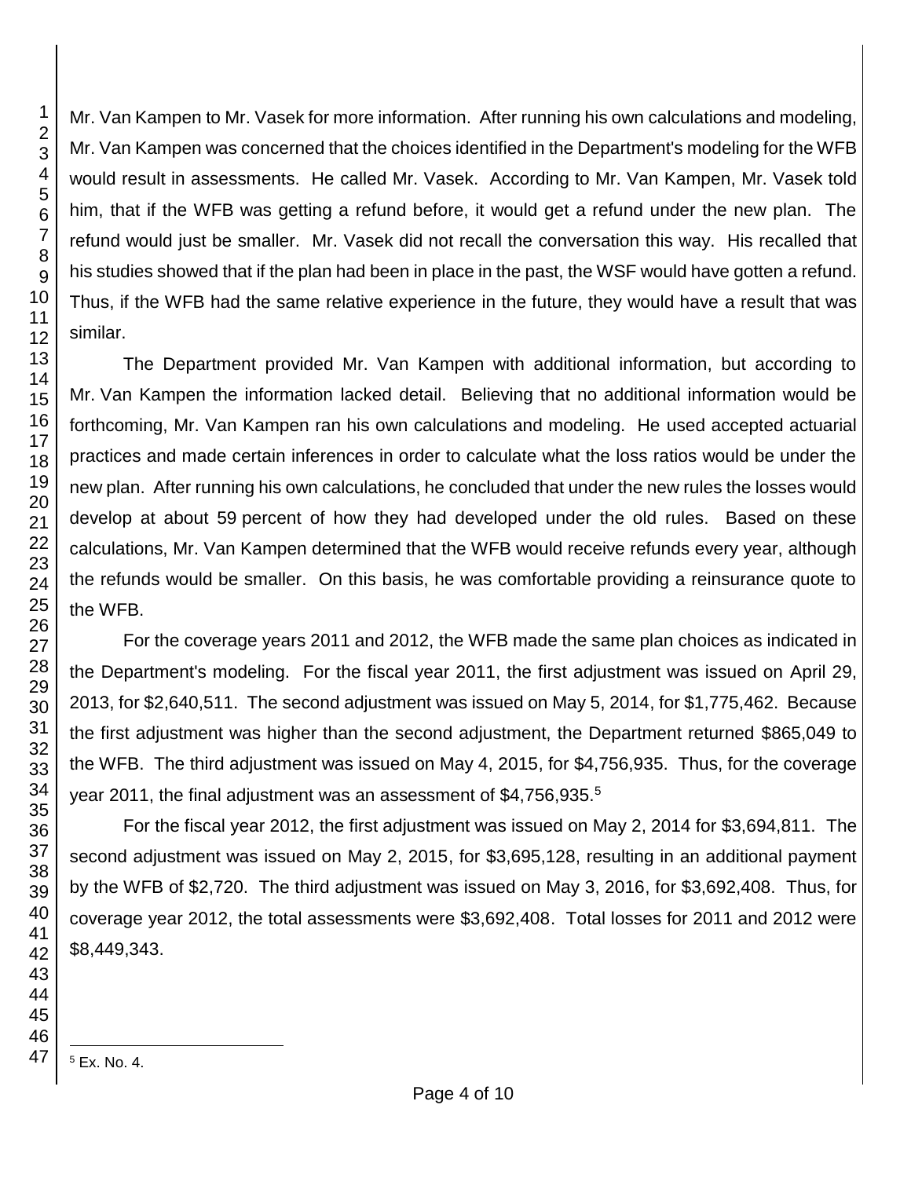Mr. Van Kampen to Mr. Vasek for more information. After running his own calculations and modeling, Mr. Van Kampen was concerned that the choices identified in the Department's modeling for the WFB would result in assessments. He called Mr. Vasek. According to Mr. Van Kampen, Mr. Vasek told him, that if the WFB was getting a refund before, it would get a refund under the new plan. The refund would just be smaller. Mr. Vasek did not recall the conversation this way. His recalled that his studies showed that if the plan had been in place in the past, the WSF would have gotten a refund. Thus, if the WFB had the same relative experience in the future, they would have a result that was similar.

The Department provided Mr. Van Kampen with additional information, but according to Mr. Van Kampen the information lacked detail. Believing that no additional information would be forthcoming, Mr. Van Kampen ran his own calculations and modeling. He used accepted actuarial practices and made certain inferences in order to calculate what the loss ratios would be under the new plan. After running his own calculations, he concluded that under the new rules the losses would develop at about 59 percent of how they had developed under the old rules. Based on these calculations, Mr. Van Kampen determined that the WFB would receive refunds every year, although the refunds would be smaller. On this basis, he was comfortable providing a reinsurance quote to the WFB.

For the coverage years 2011 and 2012, the WFB made the same plan choices as indicated in the Department's modeling. For the fiscal year 2011, the first adjustment was issued on April 29, 2013, for $2,640,511. The second adjustment was issued on May 5, 2014, for $1,775,462. Because the first adjustment was higher than the second adjustment, the Department returned $865,049 to the WFB. The third adjustment was issued on May 4, 2015, for $4,756,935. Thus, for the coverage year 2011, the final adjustment was an assessment of $4,756,935.[5]

For the fiscal year 2012, the first adjustment was issued on May 2, 2014 for $3,694,811. The second adjustment was issued on May 2, 2015, for $3,695,128, resulting in an additional payment by the WFB of $2,720. The third adjustment was issued on May 3, 2016, for $3,692,408. Thus, for coverage year 2012, the total assessments were $3,692,408. Total losses for 2011 and 2012 were $8,449,343.

[5] Ex. No. 4.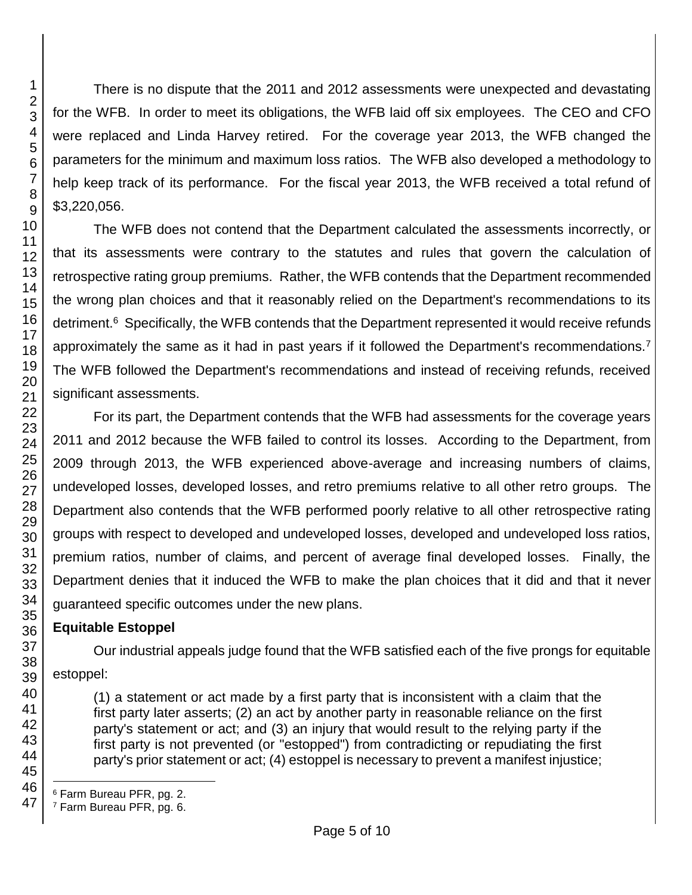There is no dispute that the 2011 and 2012 assessments were unexpected and devastating for the WFB. In order to meet its obligations, the WFB laid off six employees. The CEO and CFO were replaced and Linda Harvey retired. For the coverage year 2013, the WFB changed the parameters for the minimum and maximum loss ratios. The WFB also developed a methodology to help keep track of its performance. For the fiscal year 2013, the WFB received a total refund of $3,220,056.

The WFB does not contend that the Department calculated the assessments incorrectly, or that its assessments were contrary to the statutes and rules that govern the calculation of retrospective rating group premiums. Rather, the WFB contends that the Department recommended the wrong plan choices and that it reasonably relied on the Department's recommendations to its detriment.[6] Specifically, the WFB contends that the Department represented it would receive refunds approximately the same as it had in past years if it followed the Department's recommendations.[7] The WFB followed the Department's recommendations and instead of receiving refunds, received significant assessments.

For its part, the Department contends that the WFB had assessments for the coverage years 2011 and 2012 because the WFB failed to control its losses. According to the Department, from 2009 through 2013, the WFB experienced above-average and increasing numbers of claims, undeveloped losses, developed losses, and retro premiums relative to all other retro groups. The Department also contends that the WFB performed poorly relative to all other retrospective rating groups with respect to developed and undeveloped losses, developed and undeveloped loss ratios, premium ratios, number of claims, and percent of average final developed losses. Finally, the Department denies that it induced the WFB to make the plan choices that it did and that it never guaranteed specific outcomes under the new plans.

**Equitable Estoppel**

Our industrial appeals judge found that the WFB satisfied each of the five prongs for equitable estoppel:

> (1) a statement or act made by a first party that is inconsistent with a claim that the first party later asserts; (2) an act by another party in reasonable reliance on the first party's statement or act; and (3) an injury that would result to the relying party if the first party is not prevented (or "estopped") from contradicting or repudiating the first party's prior statement or act; (4) estoppel is necessary to prevent a manifest injustice;

---

[6] Farm Bureau PFR, pg. 2.

[7] Farm Bureau PFR, pg. 6.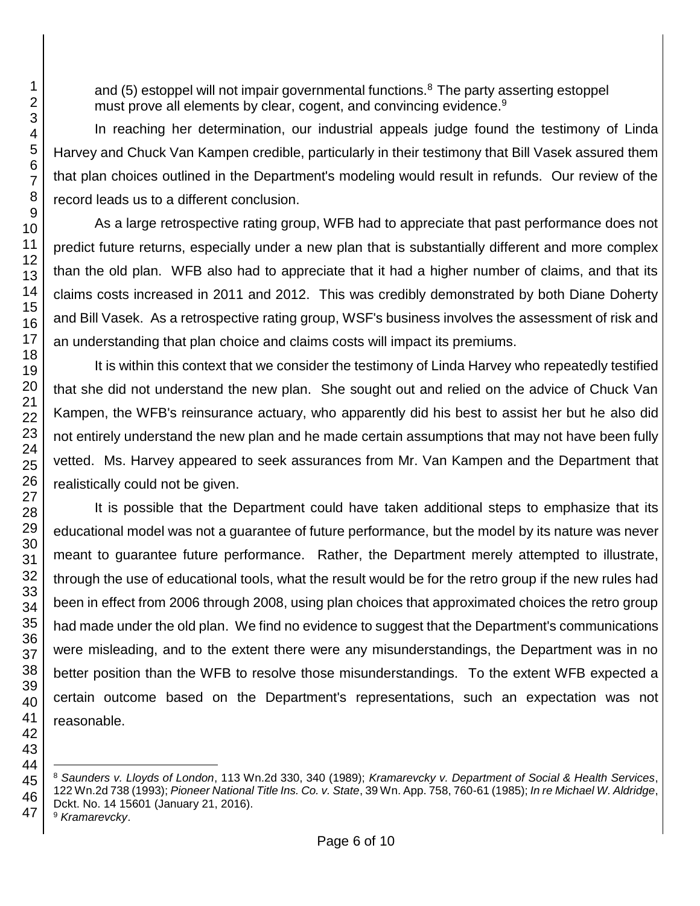and (5) estoppel will not impair governmental functions.[8] The party asserting estoppel must prove all elements by clear, cogent, and convincing evidence.[9]

In reaching her determination, our industrial appeals judge found the testimony of Linda Harvey and Chuck Van Kampen credible, particularly in their testimony that Bill Vasek assured them that plan choices outlined in the Department's modeling would result in refunds. Our review of the record leads us to a different conclusion.

As a large retrospective rating group, WFB had to appreciate that past performance does not predict future returns, especially under a new plan that is substantially different and more complex than the old plan. WFB also had to appreciate that it had a higher number of claims, and that its claims costs increased in 2011 and 2012. This was credibly demonstrated by both Diane Doherty and Bill Vasek. As a retrospective rating group, WSF's business involves the assessment of risk and an understanding that plan choice and claims costs will impact its premiums.

It is within this context that we consider the testimony of Linda Harvey who repeatedly testified that she did not understand the new plan. She sought out and relied on the advice of Chuck Van Kampen, the WFB's reinsurance actuary, who apparently did his best to assist her but he also did not entirely understand the new plan and he made certain assumptions that may not have been fully vetted. Ms. Harvey appeared to seek assurances from Mr. Van Kampen and the Department that realistically could not be given.

It is possible that the Department could have taken additional steps to emphasize that its educational model was not a guarantee of future performance, but the model by its nature was never meant to guarantee future performance. Rather, the Department merely attempted to illustrate, through the use of educational tools, what the result would be for the retro group if the new rules had been in effect from 2006 through 2008, using plan choices that approximated choices the retro group had made under the old plan. We find no evidence to suggest that the Department's communications were misleading, and to the extent there were any misunderstandings, the Department was in no better position than the WFB to resolve those misunderstandings. To the extent WFB expected a certain outcome based on the Department's representations, such an expectation was not reasonable.

---

[8] *Saunders v. Lloyds of London*, 113 Wn.2d 330, 340 (1989); *Kramarevcky v. Department of Social & Health Services*, 122 Wn.2d 738 (1993); *Pioneer National Title Ins. Co. v. State*, 39 Wn. App. 758, 760-61 (1985); *In re Michael W. Aldridge*, Dckt. No. 14 15601 (January 21, 2016).

[9] *Kramarevcky*.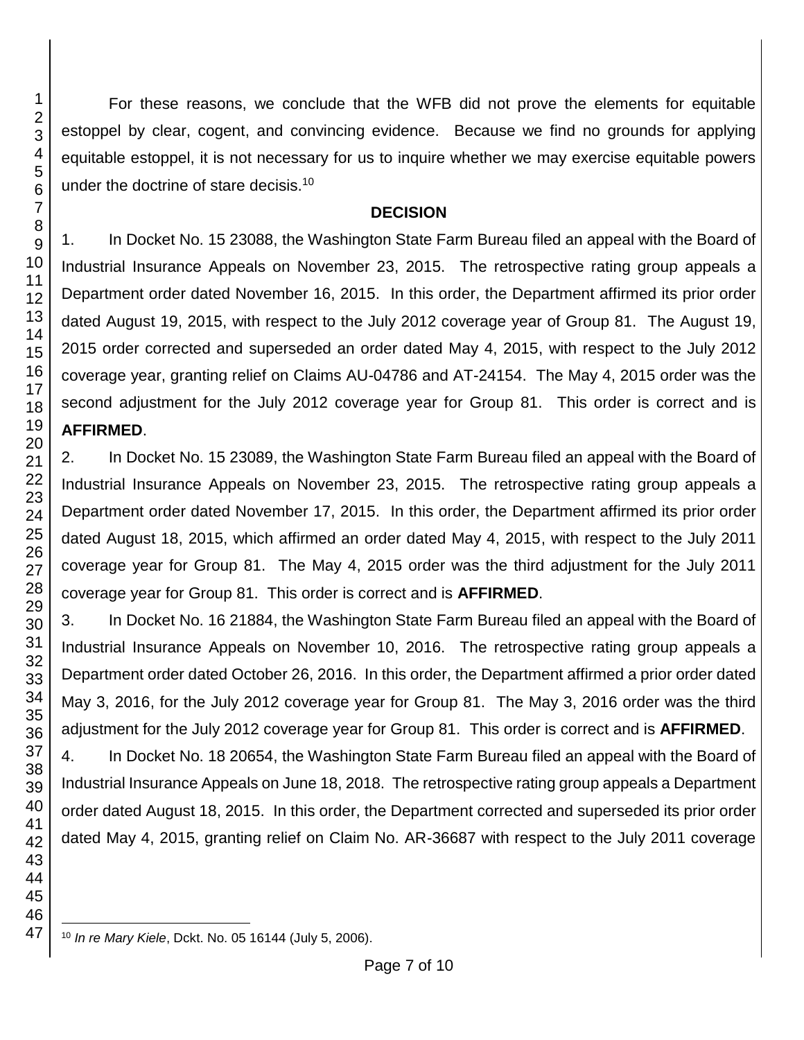For these reasons, we conclude that the WFB did not prove the elements for equitable estoppel by clear, cogent, and convincing evidence. Because we find no grounds for applying equitable estoppel, it is not necessary for us to inquire whether we may exercise equitable powers under the doctrine of stare decisis.[10]

## DECISION

1. In Docket No. 15 23088, the Washington State Farm Bureau filed an appeal with the Board of Industrial Insurance Appeals on November 23, 2015. The retrospective rating group appeals a Department order dated November 16, 2015. In this order, the Department affirmed its prior order dated August 19, 2015, with respect to the July 2012 coverage year of Group 81. The August 19, 2015 order corrected and superseded an order dated May 4, 2015, with respect to the July 2012 coverage year, granting relief on Claims AU-04786 and AT-24154. The May 4, 2015 order was the second adjustment for the July 2012 coverage year for Group 81. This order is correct and is **AFFIRMED**.

2. In Docket No. 15 23089, the Washington State Farm Bureau filed an appeal with the Board of Industrial Insurance Appeals on November 23, 2015. The retrospective rating group appeals a Department order dated November 17, 2015. In this order, the Department affirmed its prior order dated August 18, 2015, which affirmed an order dated May 4, 2015, with respect to the July 2011 coverage year for Group 81. The May 4, 2015 order was the third adjustment for the July 2011 coverage year for Group 81. This order is correct and is **AFFIRMED**.

3. In Docket No. 16 21884, the Washington State Farm Bureau filed an appeal with the Board of Industrial Insurance Appeals on November 10, 2016. The retrospective rating group appeals a Department order dated October 26, 2016. In this order, the Department affirmed a prior order dated May 3, 2016, for the July 2012 coverage year for Group 81. The May 3, 2016 order was the third adjustment for the July 2012 coverage year for Group 81. This order is correct and is **AFFIRMED**.

4. In Docket No. 18 20654, the Washington State Farm Bureau filed an appeal with the Board of Industrial Insurance Appeals on June 18, 2018. The retrospective rating group appeals a Department order dated August 18, 2015. In this order, the Department corrected and superseded its prior order dated May 4, 2015, granting relief on Claim No. AR-36687 with respect to the July 2011 coverage

[10] *In re Mary Kiele*, Dckt. No. 05 16144 (July 5, 2006).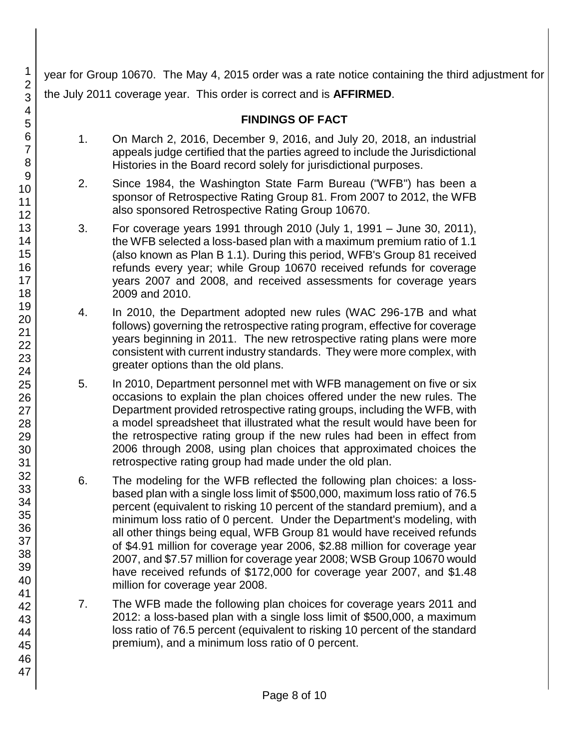year for Group 10670. The May 4, 2015 order was a rate notice containing the third adjustment for the July 2011 coverage year. This order is correct and is **AFFIRMED**.

## FINDINGS OF FACT

1. On March 2, 2016, December 9, 2016, and July 20, 2018, an industrial appeals judge certified that the parties agreed to include the Jurisdictional Histories in the Board record solely for jurisdictional purposes.

2. Since 1984, the Washington State Farm Bureau ("WFB") has been a sponsor of Retrospective Rating Group 81. From 2007 to 2012, the WFB also sponsored Retrospective Rating Group 10670.

3. For coverage years 1991 through 2010 (July 1, 1991 – June 30, 2011), the WFB selected a loss-based plan with a maximum premium ratio of 1.1 (also known as Plan B 1.1). During this period, WFB's Group 81 received refunds every year; while Group 10670 received refunds for coverage years 2007 and 2008, and received assessments for coverage years 2009 and 2010.

4. In 2010, the Department adopted new rules (WAC 296-17B and what follows) governing the retrospective rating program, effective for coverage years beginning in 2011. The new retrospective rating plans were more consistent with current industry standards. They were more complex, with greater options than the old plans.

5. In 2010, Department personnel met with WFB management on five or six occasions to explain the plan choices offered under the new rules. The Department provided retrospective rating groups, including the WFB, with a model spreadsheet that illustrated what the result would have been for the retrospective rating group if the new rules had been in effect from 2006 through 2008, using plan choices that approximated choices the retrospective rating group had made under the old plan.

6. The modeling for the WFB reflected the following plan choices: a loss-based plan with a single loss limit of $500,000, maximum loss ratio of 76.5 percent (equivalent to risking 10 percent of the standard premium), and a minimum loss ratio of 0 percent. Under the Department's modeling, with all other things being equal, WFB Group 81 would have received refunds of $4.91 million for coverage year 2006, $2.88 million for coverage year 2007, and $7.57 million for coverage year 2008; WSB Group 10670 would have received refunds of $172,000 for coverage year 2007, and $1.48 million for coverage year 2008.

7. The WFB made the following plan choices for coverage years 2011 and 2012: a loss-based plan with a single loss limit of $500,000, a maximum loss ratio of 76.5 percent (equivalent to risking 10 percent of the standard premium), and a minimum loss ratio of 0 percent.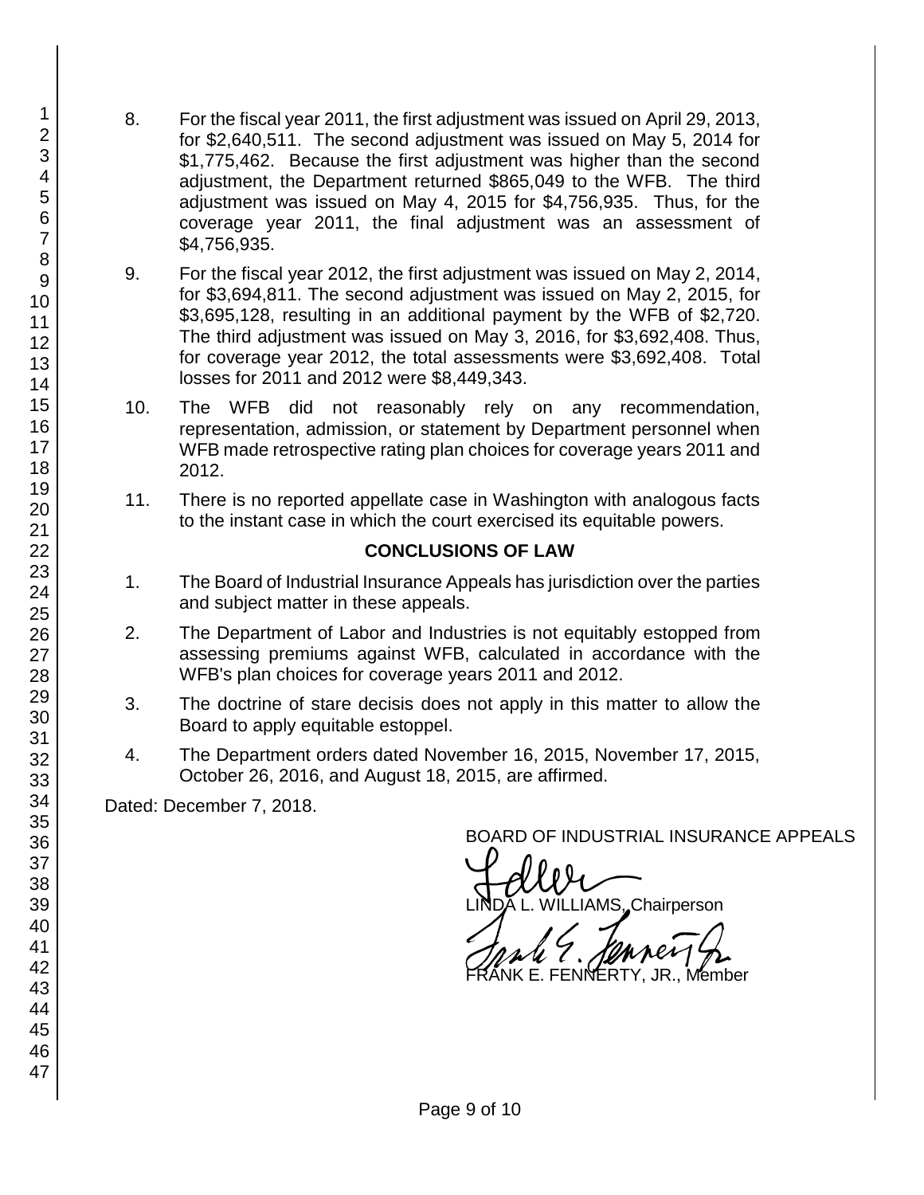8. For the fiscal year 2011, the first adjustment was issued on April 29, 2013, for $2,640,511. The second adjustment was issued on May 5, 2014 for $1,775,462. Because the first adjustment was higher than the second adjustment, the Department returned $865,049 to the WFB. The third adjustment was issued on May 4, 2015 for $4,756,935. Thus, for the coverage year 2011, the final adjustment was an assessment of $4,756,935.

9. For the fiscal year 2012, the first adjustment was issued on May 2, 2014, for $3,694,811. The second adjustment was issued on May 2, 2015, for $3,695,128, resulting in an additional payment by the WFB of $2,720. The third adjustment was issued on May 3, 2016, for $3,692,408. Thus, for coverage year 2012, the total assessments were $3,692,408. Total losses for 2011 and 2012 were $8,449,343.

10. The WFB did not reasonably rely on any recommendation, representation, admission, or statement by Department personnel when WFB made retrospective rating plan choices for coverage years 2011 and 2012.

11. There is no reported appellate case in Washington with analogous facts to the instant case in which the court exercised its equitable powers.

## CONCLUSIONS OF LAW

1. The Board of Industrial Insurance Appeals has jurisdiction over the parties and subject matter in these appeals.

2. The Department of Labor and Industries is not equitably estopped from assessing premiums against WFB, calculated in accordance with the WFB's plan choices for coverage years 2011 and 2012.

3. The doctrine of stare decisis does not apply in this matter to allow the Board to apply equitable estoppel.

4. The Department orders dated November 16, 2015, November 17, 2015, October 26, 2016, and August 18, 2015, are affirmed.

Dated: December 7, 2018.

BOARD OF INDUSTRIAL INSURANCE APPEALS

LINDA L. WILLIAMS, Chairperson

FRANK E. FENNERTY, JR., Member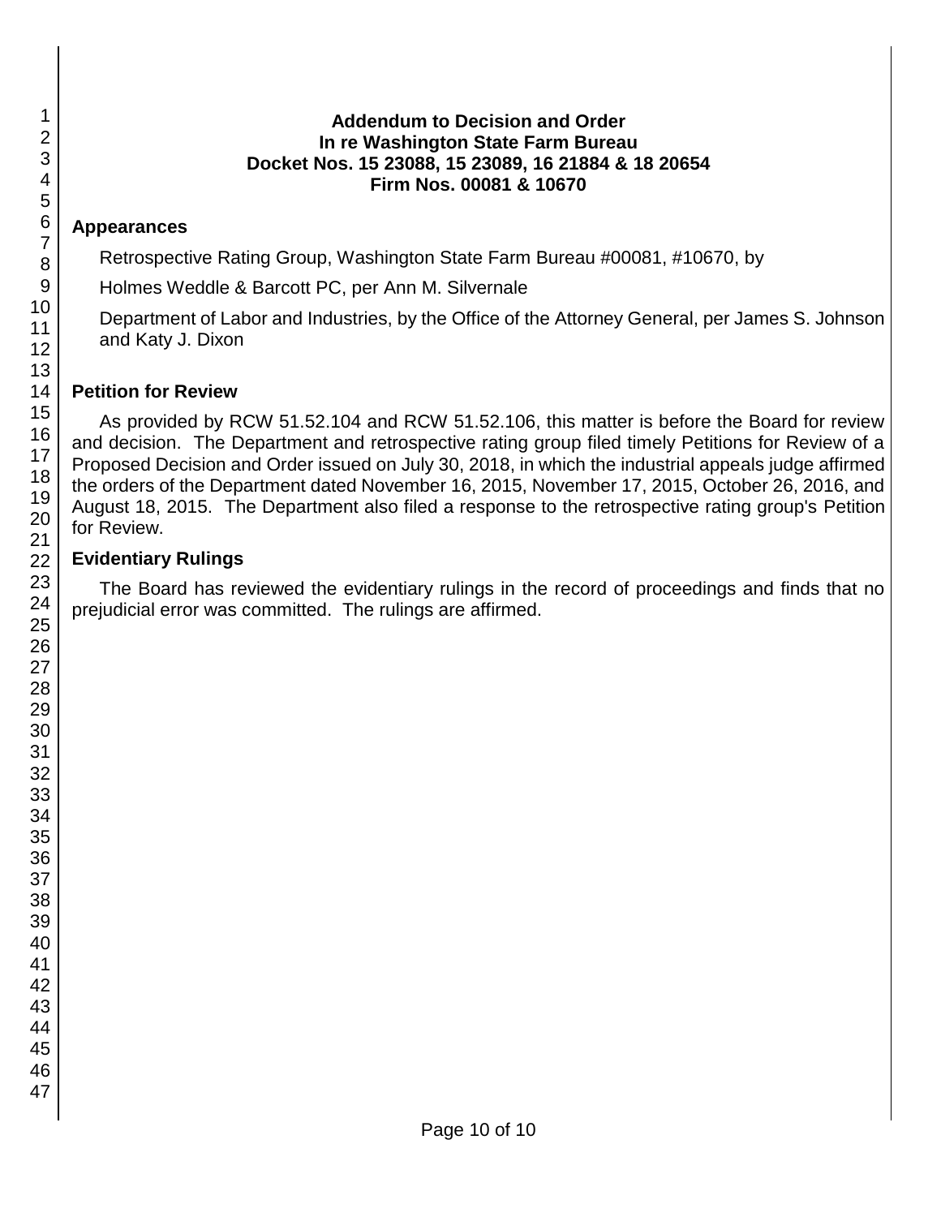**Addendum to Decision and Order**
**In re Washington State Farm Bureau**
**Docket Nos. 15 23088, 15 23089, 16 21884 & 18 20654**
**Firm Nos. 00081 & 10670**

## Appearances

Retrospective Rating Group, Washington State Farm Bureau #00081, #10670, by

Holmes Weddle & Barcott PC, per Ann M. Silvernale

Department of Labor and Industries, by the Office of the Attorney General, per James S. Johnson and Katy J. Dixon

## Petition for Review

As provided by RCW 51.52.104 and RCW 51.52.106, this matter is before the Board for review and decision. The Department and retrospective rating group filed timely Petitions for Review of a Proposed Decision and Order issued on July 30, 2018, in which the industrial appeals judge affirmed the orders of the Department dated November 16, 2015, November 17, 2015, October 26, 2016, and August 18, 2015. The Department also filed a response to the retrospective rating group's Petition for Review.

## Evidentiary Rulings

The Board has reviewed the evidentiary rulings in the record of proceedings and finds that no prejudicial error was committed. The rulings are affirmed.